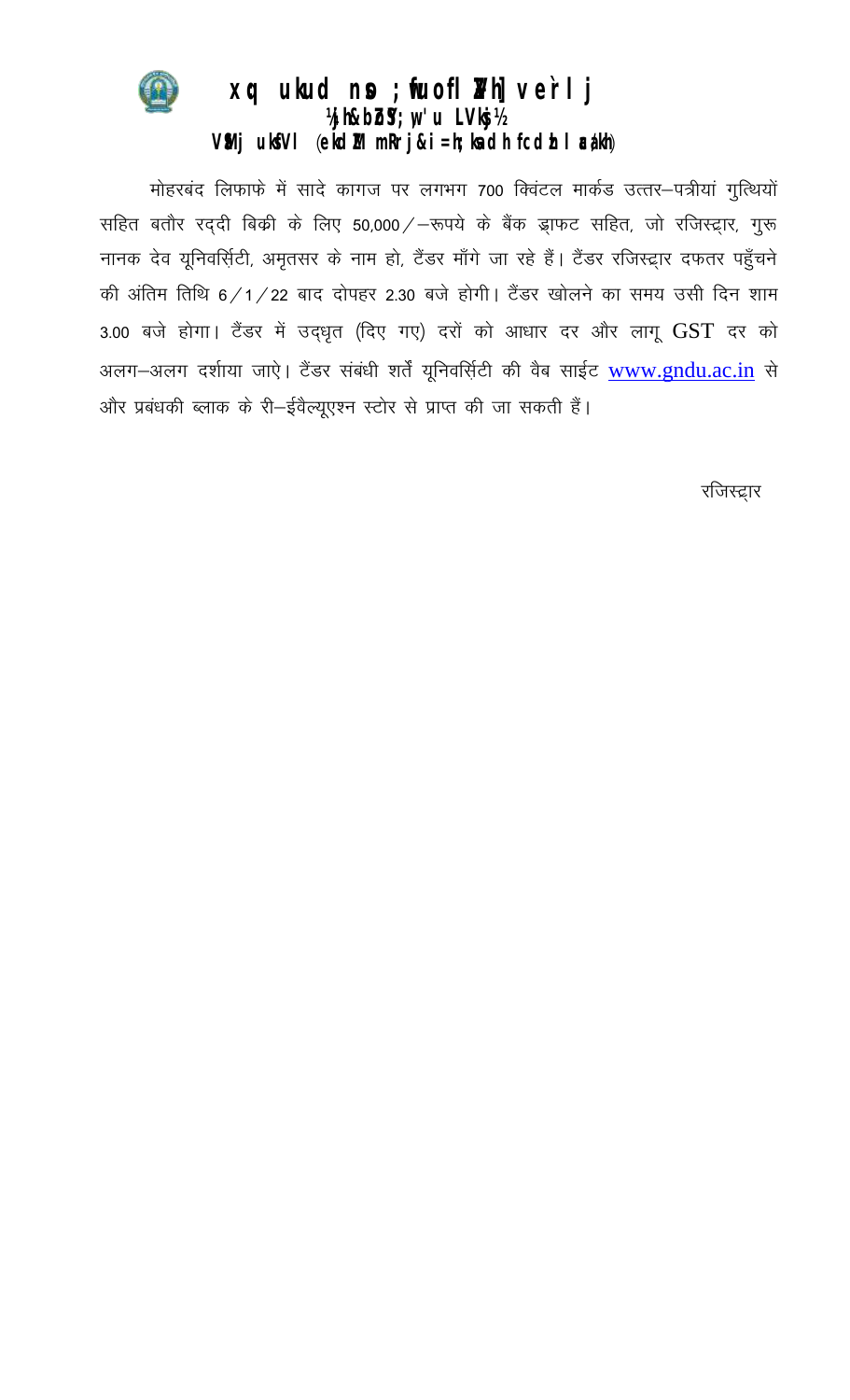# xq: ukud nso ;wfuoflZVh] ve`rlj

## ¼jh&bZoSY;w'u LVksj½

### VSaMj ukfVl (ekdZM mRrj&i=h;ksa dh fcdzh lacaf/kh)

मोहरबंद लिफाफे में सादे कागज पर लगभग 700 क्विंटल मार्कड उत्तर–पत्रीयां गुत्थियों सहित बतौर रद्दी बिकी के लिए 50,000/–रूपये के बैंक ड्राफट सहित, जो रजिस्ट्रार, गुरू नानक देव यूनिवर्सिटी, अमृतसर के नाम हो, टैंडर माँगे जा रहे हैं। टैंडर रजिस्ट्रार दफतर पहुँचने की अंतिम तिथि 6/1/22 बाद दोपहर 2.30 बजे होगी। टैंडर खोलने का समय उसी दिन शाम 3.00 बजे होगा। टैंडर में उद्धृत (दिए गए) दरों को आधार दर और लागू GST दर को अलग–अलग दर्शाया जाऐ। टैंडर संबंधी शर्तें यूनिवर्सिटी की वैब साईट www.gndu.ac.in से और प्रबंधकी ब्लाक के री–ईवैल्यूएश्न स्टोर से प्राप्त की जा सकती हैं।

रजिस्ट्रार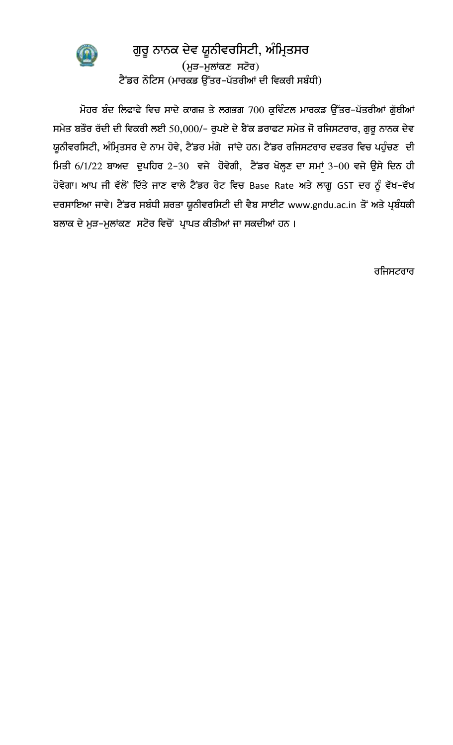# ਗੁਰੂ ਨਾਨਕ ਦੇਵ ਯੂਨੀਵਰਸਿਟੀ, ਅੰਮ੍ਰਿਤਸਰ

(ਮੁੜ-ਮੁਲਾਂਕਣ ਸਟੋਰ)

ਟੈਂਡਰ ਨੋਟਿਸ (ਮਾਰਕਡ ਉੱਤਰ-ਪੱਤਰੀਆਂ ਦੀ ਵਿਕਰੀ ਸਬੰਧੀ)

ਮੋਹਰ ਬੰਦ ਲਿਫਾਫੇ ਵਿਚ ਸਾਦੇ ਕਾਗਜ਼ ਤੇ ਲਗਭਗ 700 ਕੁਵਿੰਟਲ ਮਾਰਕਡ ਉੱਤਰ-ਪੱਤਰੀਆਂ ਗੁੱਥੀਆਂ ਸਮੇਤ ਬਤੌਰ ਰੱਦੀ ਦੀ ਵਿਕਰੀ ਲਈ 50,000/- ਰੁਪਏ ਦੇ ਬੈਂਕ ਡਰਾਫਟ ਸਮੇਤ ਜੋ ਰਜਿਸਟਰਾਰ, ਗੁਰੂ ਨਾਨਕ ਦੇਵ ਯੂਨੀਵਰਸਿਟੀ, ਅੰਮ੍ਰਿਤਸਰ ਦੇ ਨਾਮ ਹੋਵੇ, ਟੈਂਡਰ ਮੰਗੇ ਜਾਂਦੇ ਹਨ। ਟੈਂਡਰ ਰਜਿਸਟਰਾਰ ਦਫਤਰ ਵਿਚ ਪਹੁੰਚਣ ਦੀ ਮਿਤੀ 6/1/22 ਬਾਅਦ ਦੁਪਹਿਰ 2-30 ਵਜੇ ਹੋਵੇਗੀ, ਟੈਂਡਰ ਖੋਲ੍ਹਣ ਦਾ ਸਮਾਂ 3-00 ਵਜੇ ਉਸੇ ਦਿਨ ਹੀ ਹੋਵੇਗਾ। ਆਪ ਜੀ ਵੱਲੋਂ ਦਿੱਤੇ ਜਾਣ ਵਾਲੇ ਟੈਂਡਰ ਰੇਟ ਵਿਚ Base Rate ਅਤੇ ਲਾਗੂ GST ਦਰ ਨੂੰ ਵੱਖ-ਵੱਖ ਦਰਸਾਇਆ ਜਾਵੇ। ਟੈਂਡਰ ਸਬੰਧੀ ਸ਼ਰਤਾ ਯੂਨੀਵਰਸਿਟੀ ਦੀ ਵੈਬ ਸਾਈਟ www.gndu.ac.in ਤੋਂ ਅਤੇ ਪ੍ਰਬੰਧਕੀ ਬਲਾਕ ਦੇ ਮੁੜ-ਮੁਲਾਂਕਣ ਸਟੋਰ ਵਿਚੋਂ ਪ੍ਰਾਪਤ ਕੀਤੀਆਂ ਜਾ ਸਕਦੀਆਂ ਹਨ ।

ਰਜਿਸਟਰਾਰ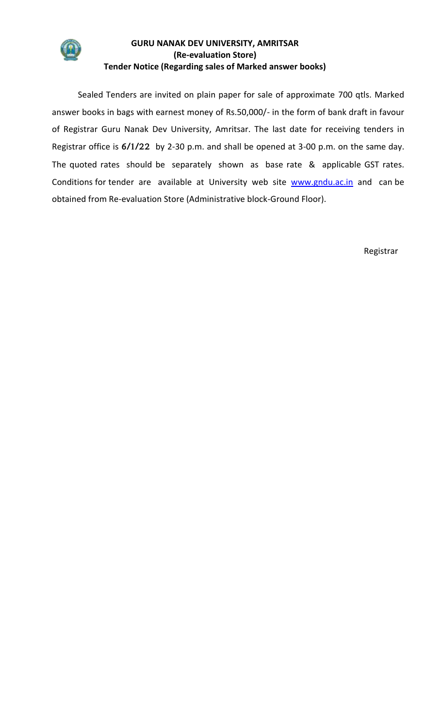**GURU NANAK DEV UNIVERSITY, AMRITSAR**

**(Re-evaluation Store)**

**Tender Notice (Regarding sales of Marked answer books)**

Sealed Tenders are invited on plain paper for sale of approximate 700 qtls. Marked answer books in bags with earnest money of Rs.50,000/- in the form of bank draft in favour of Registrar Guru Nanak Dev University, Amritsar. The last date for receiving tenders in Registrar office is **6/1/22** by 2-30 p.m. and shall be opened at 3-00 p.m. on the same day. The quoted rates should be separately shown as base rate & applicable GST rates. Conditions for tender are available at University web site www.gndu.ac.in and can be obtained from Re-evaluation Store (Administrative block-Ground Floor).

Registrar